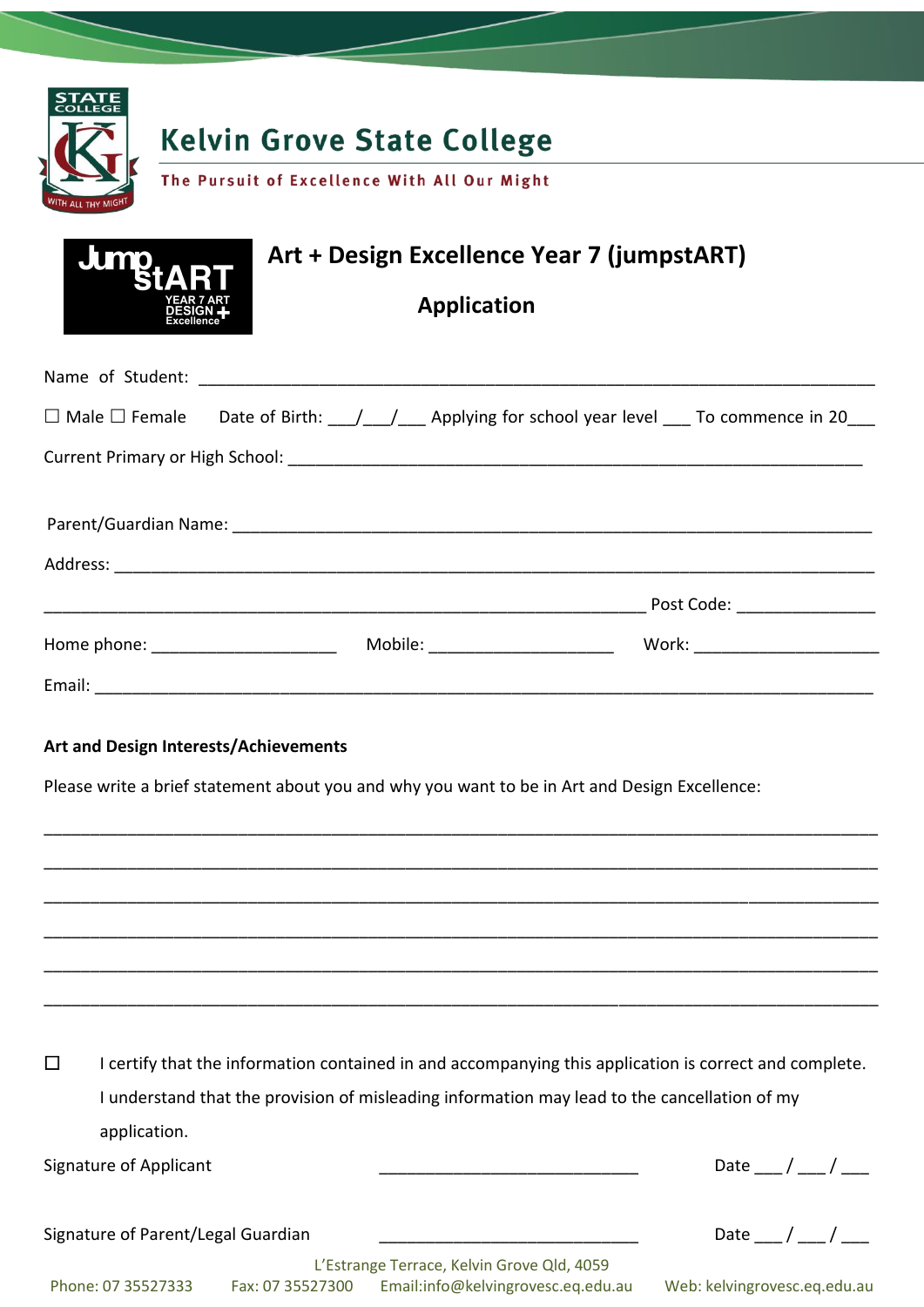# Kelvin Grove State College

The Pursuit of Excellence With All Our Might

## Art + Design Excellence Year 7 (jumpstART)

## Application

Name of Student: ___________________________________________________________________________

☐ Male ☐ Female    Date of Birth: ___/___/___ Applying for school year level ___ To commence in 20___

Current Primary or High School: _________________________________________________________________

Parent/Guardian Name: _______________________________________________________________________

Address: _______________________________________________________________________________

_______________________________________________________________ Post Code: _______________

Home phone: ____________________    Mobile: ____________________    Work: ____________________

Email: _________________________________________________________________________________

**Art and Design Interests/Achievements**

Please write a brief statement about you and why you want to be in Art and Design Excellence:

_________________________________________________________________________________________

_________________________________________________________________________________________

_________________________________________________________________________________________

_________________________________________________________________________________________

_________________________________________________________________________________________

_________________________________________________________________________________________

☐ I certify that the information contained in and accompanying this application is correct and complete. I understand that the provision of misleading information may lead to the cancellation of my application.

Signature of Applicant    ____________________________    Date ___ / ___ / ___

Signature of Parent/Legal Guardian    ____________________________    Date ___ / ___ / ___

L'Estrange Terrace, Kelvin Grove Qld, 4059

Phone: 07 35527333    Fax: 07 35527300    Email:info@kelvingrovesc.eq.edu.au    Web: kelvingrovesc.eq.edu.au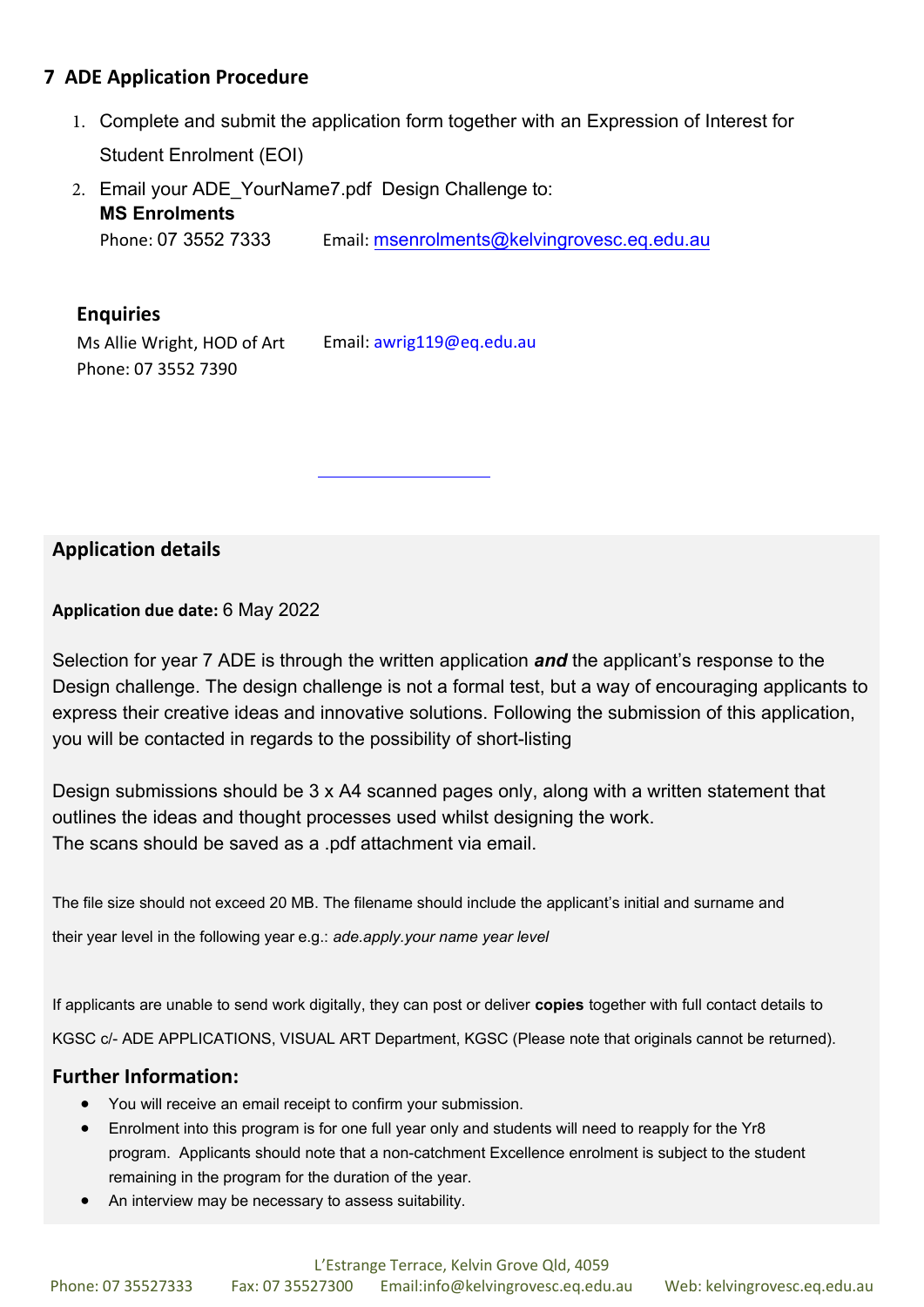## 7 ADE Application Procedure

1. Complete and submit the application form together with an Expression of Interest for Student Enrolment (EOI)
2. Email your ADE_YourName7.pdf Design Challenge to:
   **MS Enrolments**
   Phone: 07 3552 7333 Email: msenrolments@kelvingrovesc.eq.edu.au

### Enquiries

Ms Allie Wright, HOD of Art Email: awrig119@eq.edu.au
Phone: 07 3552 7390

---

## Application details

**Application due date:** 6 May 2022

Selection for year 7 ADE is through the written application ***and*** the applicant's response to the Design challenge. The design challenge is not a formal test, but a way of encouraging applicants to express their creative ideas and innovative solutions. Following the submission of this application, you will be contacted in regards to the possibility of short-listing

Design submissions should be 3 x A4 scanned pages only, along with a written statement that outlines the ideas and thought processes used whilst designing the work.
The scans should be saved as a .pdf attachment via email.

The file size should not exceed 20 MB. The filename should include the applicant's initial and surname and their year level in the following year e.g.: *ade.apply.your name year level*

If applicants are unable to send work digitally, they can post or deliver **copies** together with full contact details to KGSC c/- ADE APPLICATIONS, VISUAL ART Department, KGSC (Please note that originals cannot be returned).

### Further Information:

- You will receive an email receipt to confirm your submission.
- Enrolment into this program is for one full year only and students will need to reapply for the Yr8 program. Applicants should note that a non-catchment Excellence enrolment is subject to the student remaining in the program for the duration of the year.
- An interview may be necessary to assess suitability.